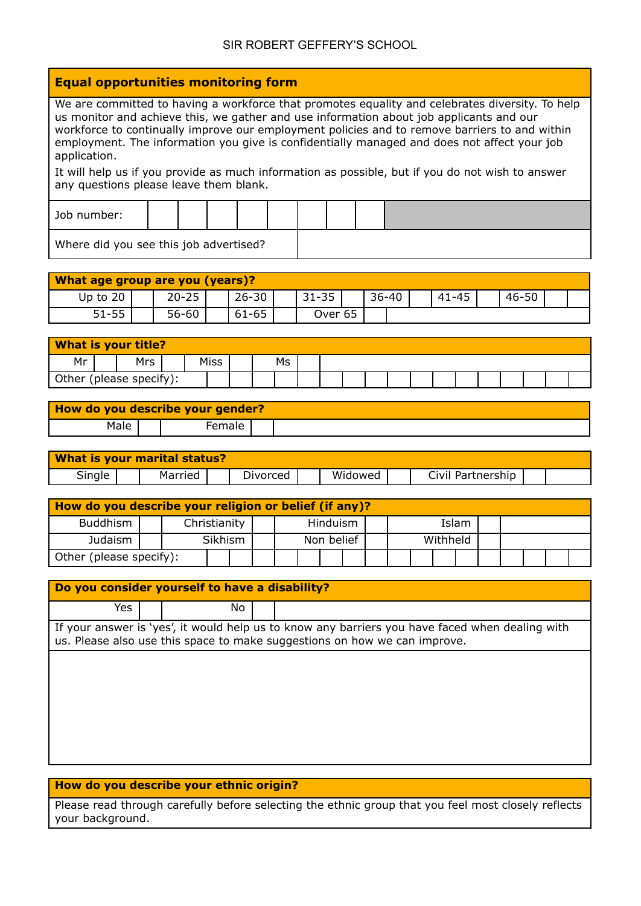SIR ROBERT GEFFERY'S SCHOOL

## Equal opportunities monitoring form

We are committed to having a workforce that promotes equality and celebrates diversity. To help us monitor and achieve this, we gather and use information about job applicants and our workforce to continually improve our employment policies and to remove barriers to and within employment. The information you give is confidentially managed and does not affect your job application.

It will help us if you provide as much information as possible, but if you do not wish to answer any questions please leave them blank.

| Job number: | | | | | | | | | |
|---|---|---|---|---|---|---|---|---|---|
| Where did you see this job advertised? | | | | | | | | | |

### What age group are you (years)?

| Up to 20 | | 20-25 | | 26-30 | | 31-35 | | 36-40 | | 41-45 | | 46-50 | | |
|---|---|---|---|---|---|---|---|---|---|---|---|---|---|---|
| 51-55 | | 56-60 | | 61-65 | | Over 65 | | | | | | | | |

### What is your title?

| Mr | | Mrs | | Miss | | Ms | |
|---|---|---|---|---|---|---|---|
| Other (please specify): | | | | | | | |

### How do you describe your gender?

| Male | | Female | | |
|---|---|---|---|---|

### What is your marital status?

| Single | | Married | | Divorced | | Widowed | | Civil Partnership | | |
|---|---|---|---|---|---|---|---|---|---|---|

### How do you describe your religion or belief (if any)?

| Buddhism | | Christianity | | Hinduism | | Islam | | |
|---|---|---|---|---|---|---|---|---|
| Judaism | | Sikhism | | Non belief | | Withheld | | |
| Other (please specify): | | | | | | | | |

### Do you consider yourself to have a disability?

| Yes | | No | | |
|---|---|---|---|---|

If your answer is 'yes', it would help us to know any barriers you have faced when dealing with us. Please also use this space to make suggestions on how we can improve.

### How do you describe your ethnic origin?

Please read through carefully before selecting the ethnic group that you feel most closely reflects your background.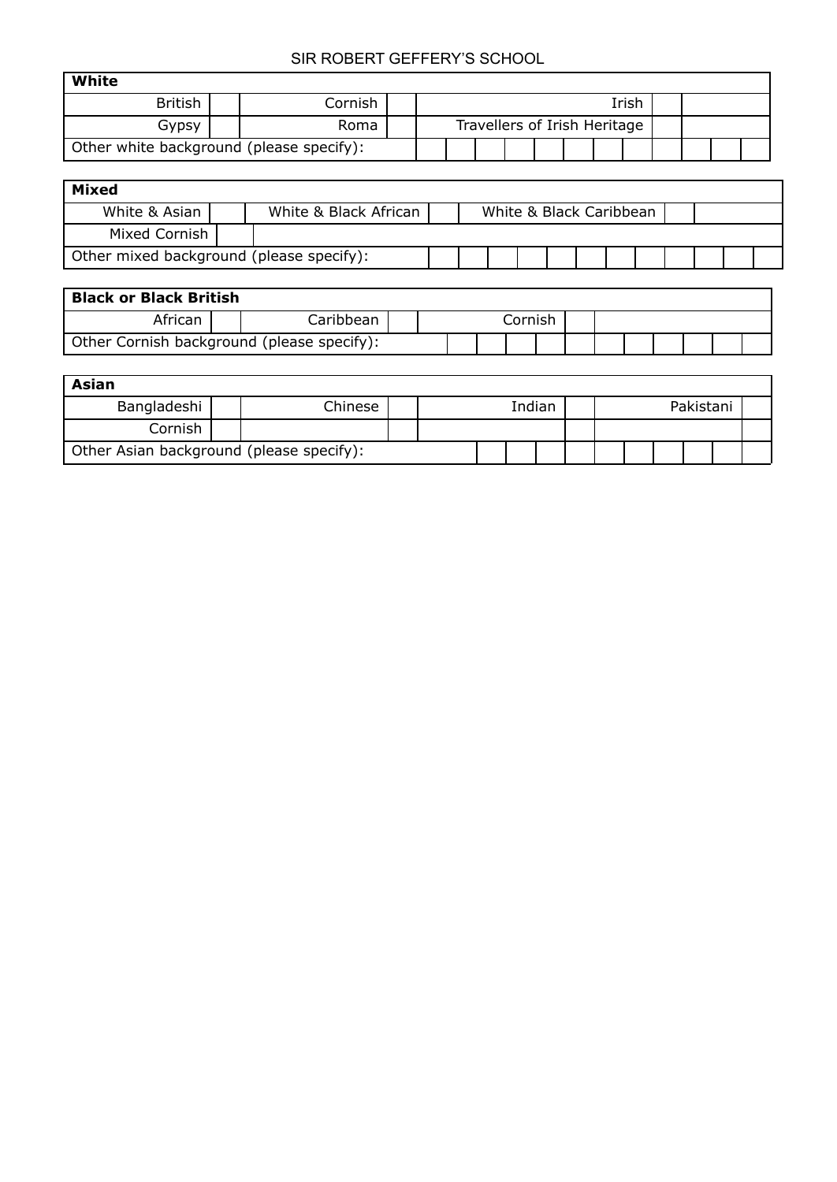SIR ROBERT GEFFERY'S SCHOOL

| **White** | | | | | |
|---|---|---|---|---|---|
| British | | Cornish | | Irish | |
| Gypsy | | Roma | | Travellers of Irish Heritage | |
| Other white background (please specify): | | | | | |

| **Mixed** | | | | | |
|---|---|---|---|---|---|
| White & Asian | | White & Black African | | White & Black Caribbean | |
| Mixed Cornish | | | | | |
| Other mixed background (please specify): | | | | | |

| **Black or Black British** | | | | | |
|---|---|---|---|---|---|
| African | | Caribbean | | Cornish | |
| Other Cornish background (please specify): | | | | | |

| **Asian** | | | | | | | |
|---|---|---|---|---|---|---|---|
| Bangladeshi | | Chinese | | Indian | | Pakistani | |
| Cornish | | | | | | | |
| Other Asian background (please specify): | | | | | | | |